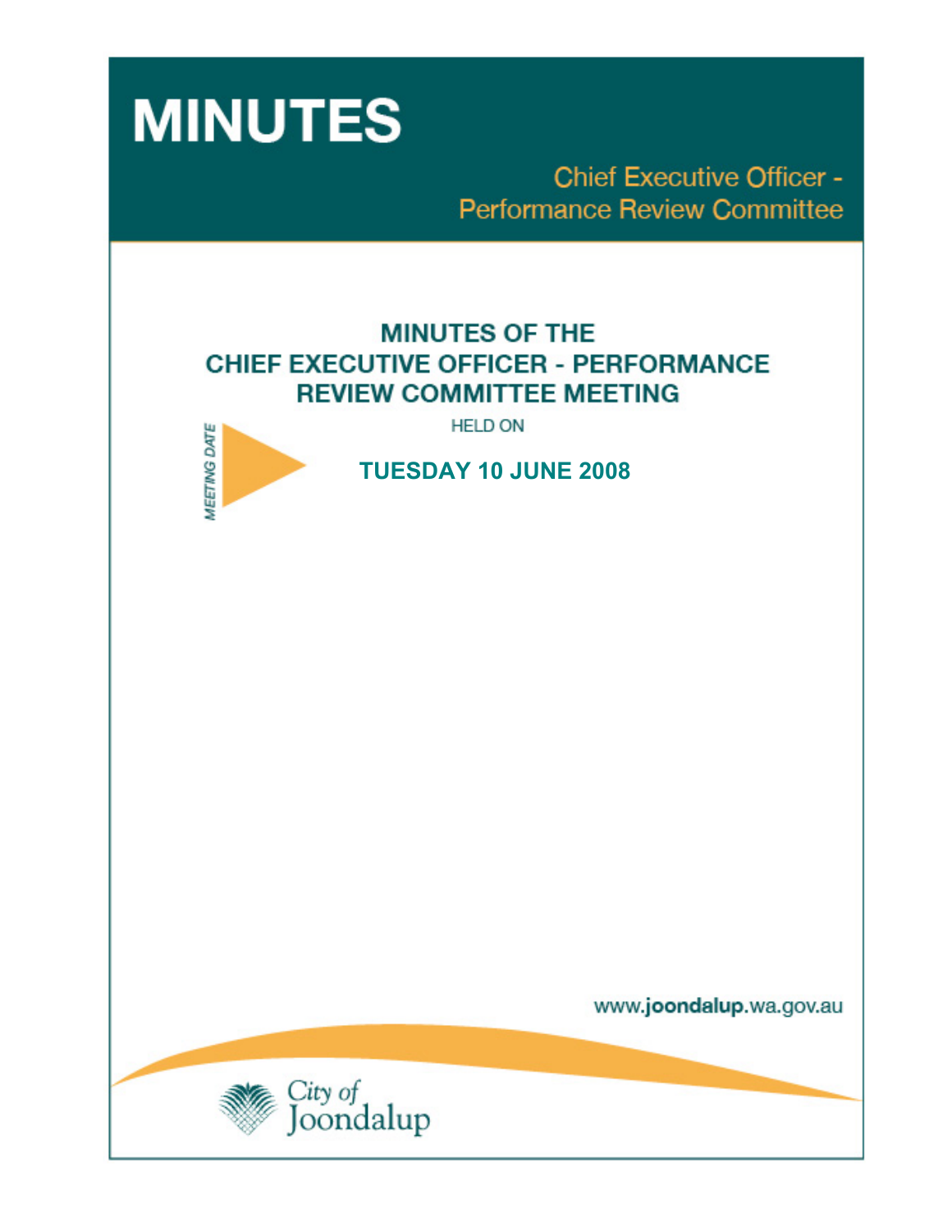# MINUTES

## Chief Executive Officer - Performance Review Committee

## MINUTES OF THE CHIEF EXECUTIVE OFFICER - PERFORMANCE REVIEW COMMITTEE MEETING

HELD ON

MEETING DATE

**TUESDAY 10 JUNE 2008**

www.joondalup.wa.gov.au

City of Joondalup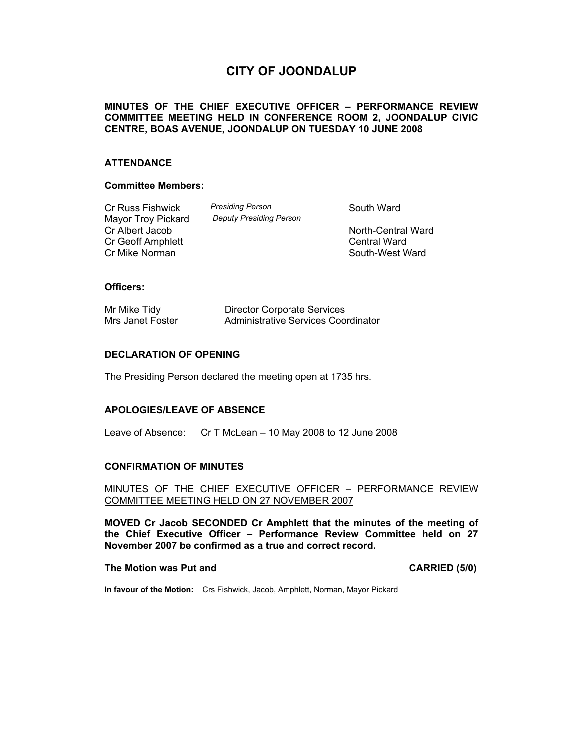# CITY OF JOONDALUP

**MINUTES OF THE CHIEF EXECUTIVE OFFICER – PERFORMANCE REVIEW COMMITTEE MEETING HELD IN CONFERENCE ROOM 2, JOONDALUP CIVIC CENTRE, BOAS AVENUE, JOONDALUP ON TUESDAY 10 JUNE 2008**

## ATTENDANCE

### Committee Members:

| | | |
|---|---|---|
| Cr Russ Fishwick | *Presiding Person* | South Ward |
| Mayor Troy Pickard | *Deputy Presiding Person* | |
| Cr Albert Jacob | | North-Central Ward |
| Cr Geoff Amphlett | | Central Ward |
| Cr Mike Norman | | South-West Ward |

### Officers:

| | |
|---|---|
| Mr Mike Tidy | Director Corporate Services |
| Mrs Janet Foster | Administrative Services Coordinator |

## DECLARATION OF OPENING

The Presiding Person declared the meeting open at 1735 hrs.

## APOLOGIES/LEAVE OF ABSENCE

Leave of Absence: Cr T McLean – 10 May 2008 to 12 June 2008

## CONFIRMATION OF MINUTES

<u>MINUTES OF THE CHIEF EXECUTIVE OFFICER – PERFORMANCE REVIEW COMMITTEE MEETING HELD ON 27 NOVEMBER 2007</u>

**MOVED Cr Jacob SECONDED Cr Amphlett that the minutes of the meeting of the Chief Executive Officer – Performance Review Committee held on 27 November 2007 be confirmed as a true and correct record.**

**The Motion was Put and CARRIED (5/0)**

**In favour of the Motion:** Crs Fishwick, Jacob, Amphlett, Norman, Mayor Pickard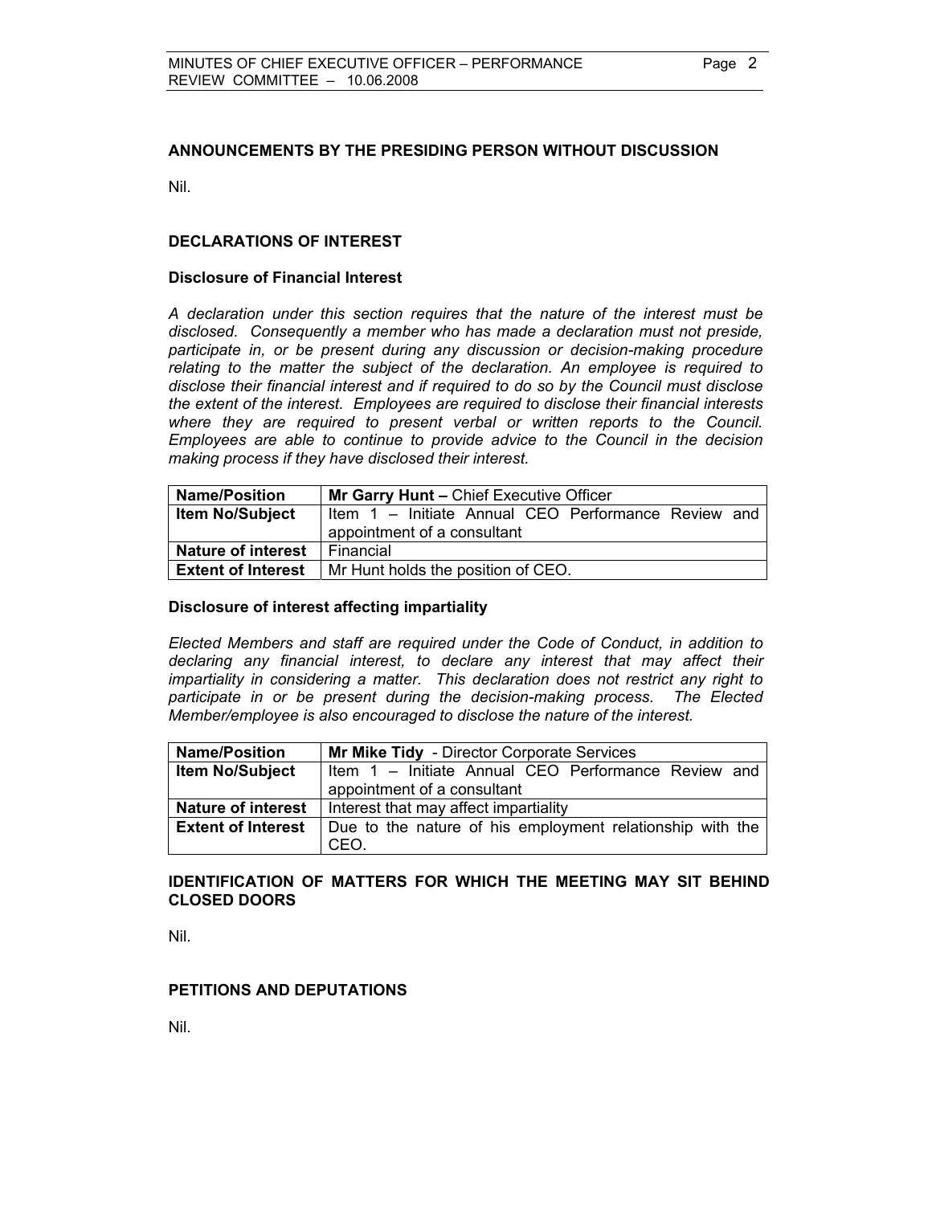## ANNOUNCEMENTS BY THE PRESIDING PERSON WITHOUT DISCUSSION

Nil.

## DECLARATIONS OF INTEREST

### Disclosure of Financial Interest

*A declaration under this section requires that the nature of the interest must be disclosed. Consequently a member who has made a declaration must not preside, participate in, or be present during any discussion or decision-making procedure relating to the matter the subject of the declaration. An employee is required to disclose their financial interest and if required to do so by the Council must disclose the extent of the interest. Employees are required to disclose their financial interests where they are required to present verbal or written reports to the Council. Employees are able to continue to provide advice to the Council in the decision making process if they have disclosed their interest.*

| **Name/Position** | **Mr Garry Hunt –** Chief Executive Officer |
|---|---|
| **Item No/Subject** | Item 1 – Initiate Annual CEO Performance Review and appointment of a consultant |
| **Nature of interest** | Financial |
| **Extent of Interest** | Mr Hunt holds the position of CEO. |

### Disclosure of interest affecting impartiality

*Elected Members and staff are required under the Code of Conduct, in addition to declaring any financial interest, to declare any interest that may affect their impartiality in considering a matter. This declaration does not restrict any right to participate in or be present during the decision-making process. The Elected Member/employee is also encouraged to disclose the nature of the interest.*

| **Name/Position** | **Mr Mike Tidy** - Director Corporate Services |
|---|---|
| **Item No/Subject** | Item 1 – Initiate Annual CEO Performance Review and appointment of a consultant |
| **Nature of interest** | Interest that may affect impartiality |
| **Extent of Interest** | Due to the nature of his employment relationship with the CEO. |

## IDENTIFICATION OF MATTERS FOR WHICH THE MEETING MAY SIT BEHIND CLOSED DOORS

Nil.

## PETITIONS AND DEPUTATIONS

Nil.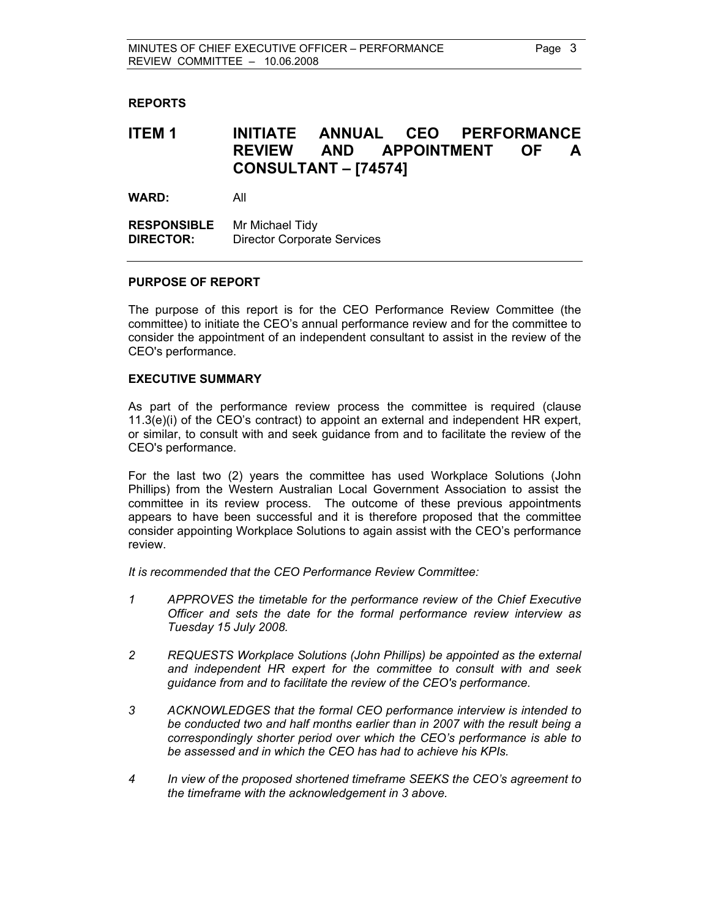**REPORTS**

# ITEM 1 INITIATE ANNUAL CEO PERFORMANCE REVIEW AND APPOINTMENT OF A CONSULTANT – [74574]

**WARD:** All

**RESPONSIBLE DIRECTOR:** Mr Michael Tidy
Director Corporate Services

---

## PURPOSE OF REPORT

The purpose of this report is for the CEO Performance Review Committee (the committee) to initiate the CEO's annual performance review and for the committee to consider the appointment of an independent consultant to assist in the review of the CEO's performance.

## EXECUTIVE SUMMARY

As part of the performance review process the committee is required (clause 11.3(e)(i) of the CEO's contract) to appoint an external and independent HR expert, or similar, to consult with and seek guidance from and to facilitate the review of the CEO's performance.

For the last two (2) years the committee has used Workplace Solutions (John Phillips) from the Western Australian Local Government Association to assist the committee in its review process. The outcome of these previous appointments appears to have been successful and it is therefore proposed that the committee consider appointing Workplace Solutions to again assist with the CEO's performance review.

*It is recommended that the CEO Performance Review Committee:*

1. *APPROVES the timetable for the performance review of the Chief Executive Officer and sets the date for the formal performance review interview as Tuesday 15 July 2008.*
2. *REQUESTS Workplace Solutions (John Phillips) be appointed as the external and independent HR expert for the committee to consult with and seek guidance from and to facilitate the review of the CEO's performance.*
3. *ACKNOWLEDGES that the formal CEO performance interview is intended to be conducted two and half months earlier than in 2007 with the result being a correspondingly shorter period over which the CEO's performance is able to be assessed and in which the CEO has had to achieve his KPIs.*
4. *In view of the proposed shortened timeframe SEEKS the CEO's agreement to the timeframe with the acknowledgement in 3 above.*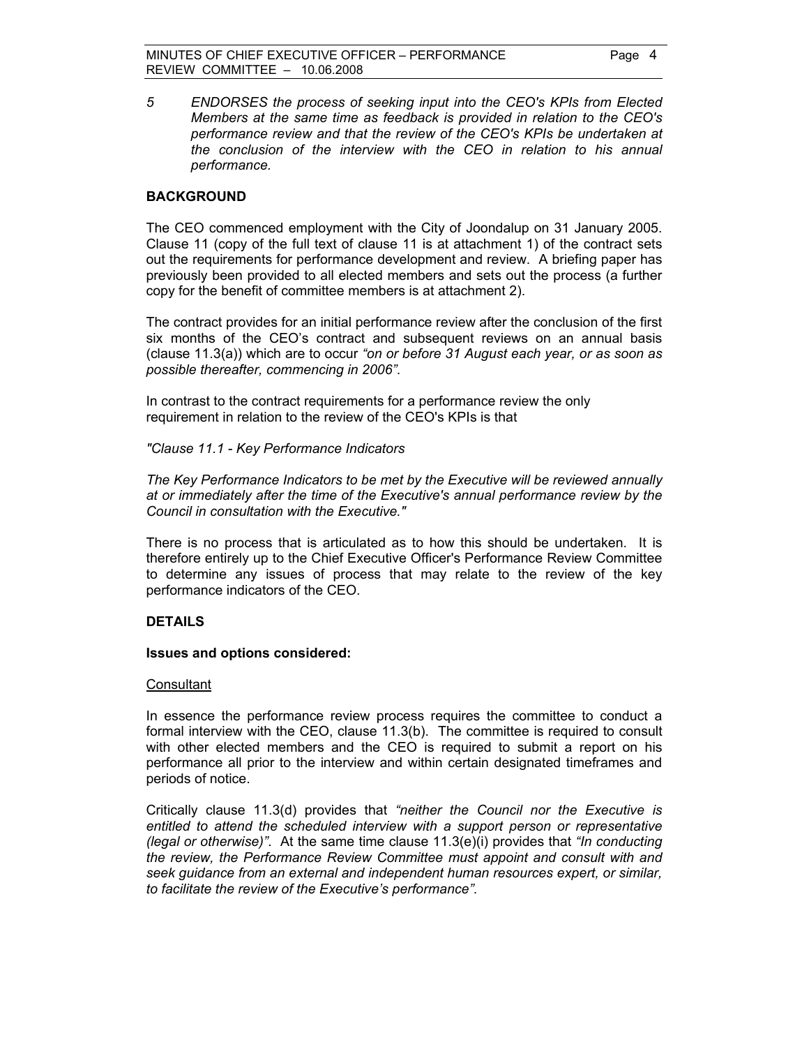5 *ENDORSES the process of seeking input into the CEO's KPIs from Elected Members at the same time as feedback is provided in relation to the CEO's performance review and that the review of the CEO's KPIs be undertaken at the conclusion of the interview with the CEO in relation to his annual performance.*

## BACKGROUND

The CEO commenced employment with the City of Joondalup on 31 January 2005. Clause 11 (copy of the full text of clause 11 is at attachment 1) of the contract sets out the requirements for performance development and review. A briefing paper has previously been provided to all elected members and sets out the process (a further copy for the benefit of committee members is at attachment 2).

The contract provides for an initial performance review after the conclusion of the first six months of the CEO's contract and subsequent reviews on an annual basis (clause 11.3(a)) which are to occur *"on or before 31 August each year, or as soon as possible thereafter, commencing in 2006"*.

In contrast to the contract requirements for a performance review the only requirement in relation to the review of the CEO's KPIs is that

*"Clause 11.1 - Key Performance Indicators*

*The Key Performance Indicators to be met by the Executive will be reviewed annually at or immediately after the time of the Executive's annual performance review by the Council in consultation with the Executive."*

There is no process that is articulated as to how this should be undertaken. It is therefore entirely up to the Chief Executive Officer's Performance Review Committee to determine any issues of process that may relate to the review of the key performance indicators of the CEO.

## DETAILS

### Issues and options considered:

Consultant

In essence the performance review process requires the committee to conduct a formal interview with the CEO, clause 11.3(b). The committee is required to consult with other elected members and the CEO is required to submit a report on his performance all prior to the interview and within certain designated timeframes and periods of notice.

Critically clause 11.3(d) provides that *"neither the Council nor the Executive is entitled to attend the scheduled interview with a support person or representative (legal or otherwise)"*. At the same time clause 11.3(e)(i) provides that *"In conducting the review, the Performance Review Committee must appoint and consult with and seek guidance from an external and independent human resources expert, or similar, to facilitate the review of the Executive's performance"*.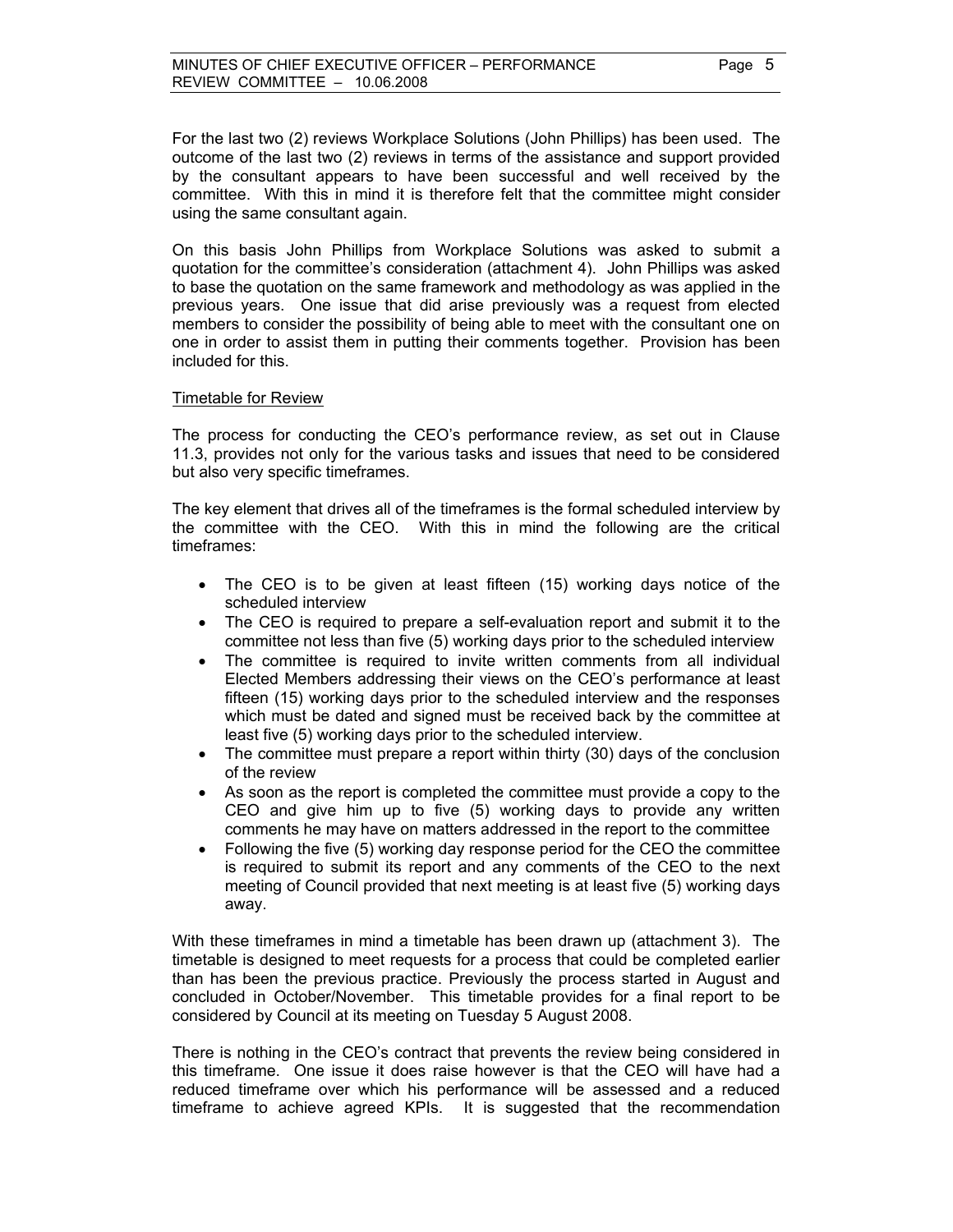For the last two (2) reviews Workplace Solutions (John Phillips) has been used. The outcome of the last two (2) reviews in terms of the assistance and support provided by the consultant appears to have been successful and well received by the committee. With this in mind it is therefore felt that the committee might consider using the same consultant again.

On this basis John Phillips from Workplace Solutions was asked to submit a quotation for the committee's consideration (attachment 4). John Phillips was asked to base the quotation on the same framework and methodology as was applied in the previous years. One issue that did arise previously was a request from elected members to consider the possibility of being able to meet with the consultant one on one in order to assist them in putting their comments together. Provision has been included for this.

Timetable for Review

The process for conducting the CEO's performance review, as set out in Clause 11.3, provides not only for the various tasks and issues that need to be considered but also very specific timeframes.

The key element that drives all of the timeframes is the formal scheduled interview by the committee with the CEO. With this in mind the following are the critical timeframes:

- The CEO is to be given at least fifteen (15) working days notice of the scheduled interview
- The CEO is required to prepare a self-evaluation report and submit it to the committee not less than five (5) working days prior to the scheduled interview
- The committee is required to invite written comments from all individual Elected Members addressing their views on the CEO's performance at least fifteen (15) working days prior to the scheduled interview and the responses which must be dated and signed must be received back by the committee at least five (5) working days prior to the scheduled interview.
- The committee must prepare a report within thirty (30) days of the conclusion of the review
- As soon as the report is completed the committee must provide a copy to the CEO and give him up to five (5) working days to provide any written comments he may have on matters addressed in the report to the committee
- Following the five (5) working day response period for the CEO the committee is required to submit its report and any comments of the CEO to the next meeting of Council provided that next meeting is at least five (5) working days away.

With these timeframes in mind a timetable has been drawn up (attachment 3). The timetable is designed to meet requests for a process that could be completed earlier than has been the previous practice. Previously the process started in August and concluded in October/November. This timetable provides for a final report to be considered by Council at its meeting on Tuesday 5 August 2008.

There is nothing in the CEO's contract that prevents the review being considered in this timeframe. One issue it does raise however is that the CEO will have had a reduced timeframe over which his performance will be assessed and a reduced timeframe to achieve agreed KPIs. It is suggested that the recommendation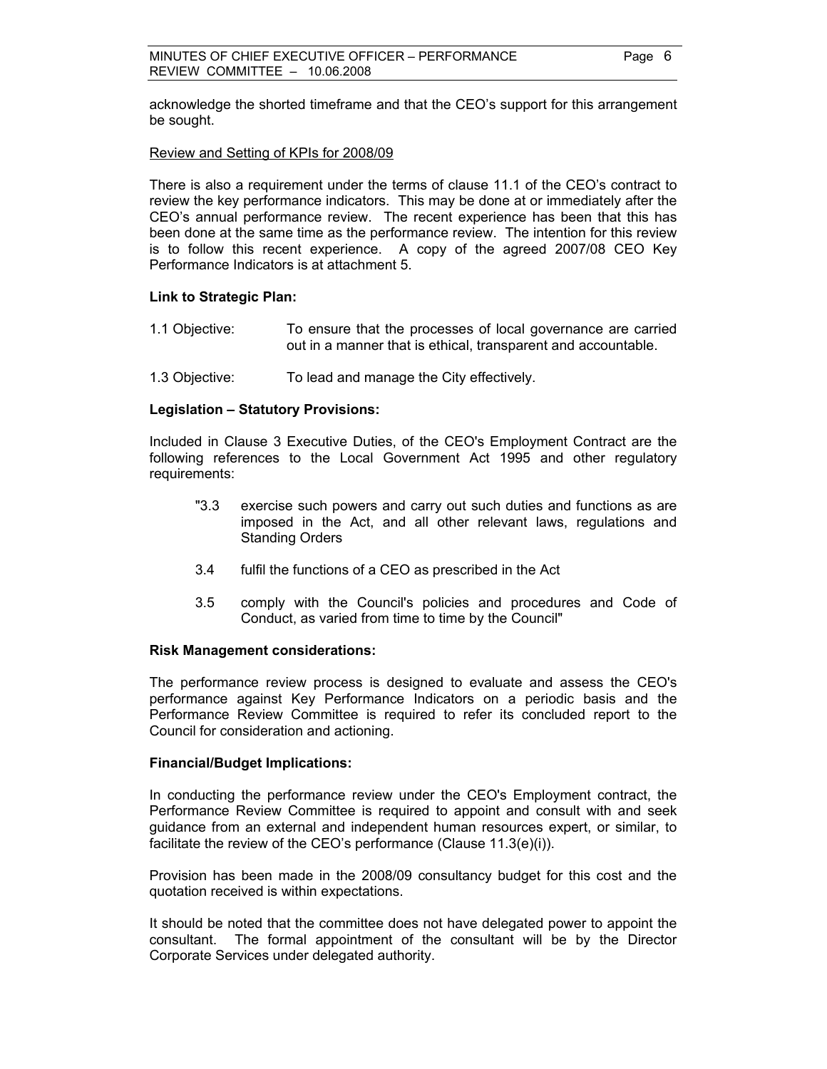acknowledge the shorted timeframe and that the CEO's support for this arrangement be sought.

Review and Setting of KPIs for 2008/09

There is also a requirement under the terms of clause 11.1 of the CEO's contract to review the key performance indicators. This may be done at or immediately after the CEO's annual performance review. The recent experience has been that this has been done at the same time as the performance review. The intention for this review is to follow this recent experience. A copy of the agreed 2007/08 CEO Key Performance Indicators is at attachment 5.

**Link to Strategic Plan:**

1.1 Objective: To ensure that the processes of local governance are carried out in a manner that is ethical, transparent and accountable.

1.3 Objective: To lead and manage the City effectively.

**Legislation – Statutory Provisions:**

Included in Clause 3 Executive Duties, of the CEO's Employment Contract are the following references to the Local Government Act 1995 and other regulatory requirements:

> "3.3 exercise such powers and carry out such duties and functions as are imposed in the Act, and all other relevant laws, regulations and Standing Orders
>
> 3.4 fulfil the functions of a CEO as prescribed in the Act
>
> 3.5 comply with the Council's policies and procedures and Code of Conduct, as varied from time to time by the Council"

**Risk Management considerations:**

The performance review process is designed to evaluate and assess the CEO's performance against Key Performance Indicators on a periodic basis and the Performance Review Committee is required to refer its concluded report to the Council for consideration and actioning.

**Financial/Budget Implications:**

In conducting the performance review under the CEO's Employment contract, the Performance Review Committee is required to appoint and consult with and seek guidance from an external and independent human resources expert, or similar, to facilitate the review of the CEO's performance (Clause 11.3(e)(i)).

Provision has been made in the 2008/09 consultancy budget for this cost and the quotation received is within expectations.

It should be noted that the committee does not have delegated power to appoint the consultant. The formal appointment of the consultant will be by the Director Corporate Services under delegated authority.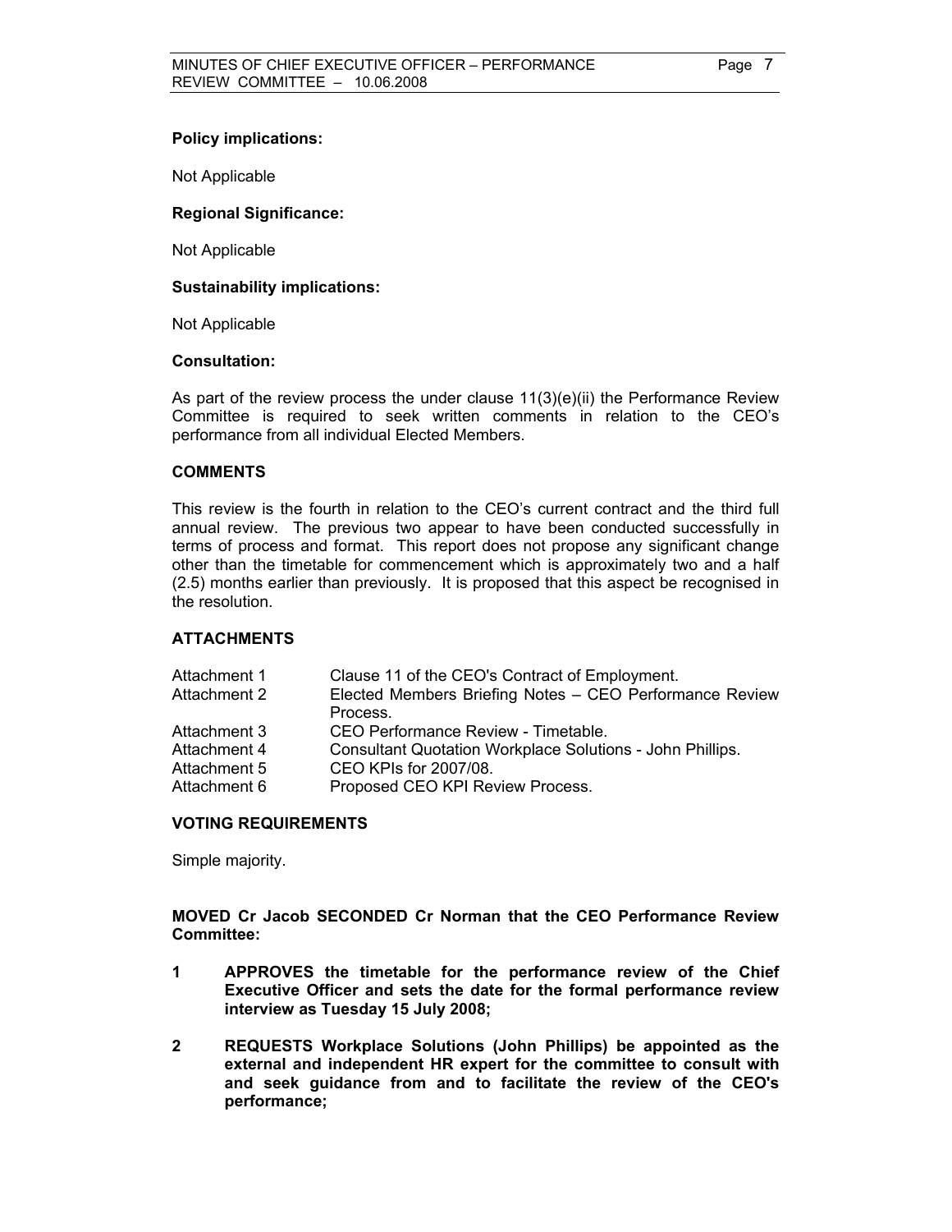**Policy implications:**

Not Applicable

**Regional Significance:**

Not Applicable

**Sustainability implications:**

Not Applicable

**Consultation:**

As part of the review process the under clause 11(3)(e)(ii) the Performance Review Committee is required to seek written comments in relation to the CEO's performance from all individual Elected Members.

## COMMENTS

This review is the fourth in relation to the CEO's current contract and the third full annual review. The previous two appear to have been conducted successfully in terms of process and format. This report does not propose any significant change other than the timetable for commencement which is approximately two and a half (2.5) months earlier than previously. It is proposed that this aspect be recognised in the resolution.

## ATTACHMENTS

| | |
|---|---|
| Attachment 1 | Clause 11 of the CEO's Contract of Employment. |
| Attachment 2 | Elected Members Briefing Notes – CEO Performance Review Process. |
| Attachment 3 | CEO Performance Review - Timetable. |
| Attachment 4 | Consultant Quotation Workplace Solutions - John Phillips. |
| Attachment 5 | CEO KPIs for 2007/08. |
| Attachment 6 | Proposed CEO KPI Review Process. |

## VOTING REQUIREMENTS

Simple majority.

**MOVED Cr Jacob SECONDED Cr Norman that the CEO Performance Review Committee:**

**1 APPROVES the timetable for the performance review of the Chief Executive Officer and sets the date for the formal performance review interview as Tuesday 15 July 2008;**

**2 REQUESTS Workplace Solutions (John Phillips) be appointed as the external and independent HR expert for the committee to consult with and seek guidance from and to facilitate the review of the CEO's performance;**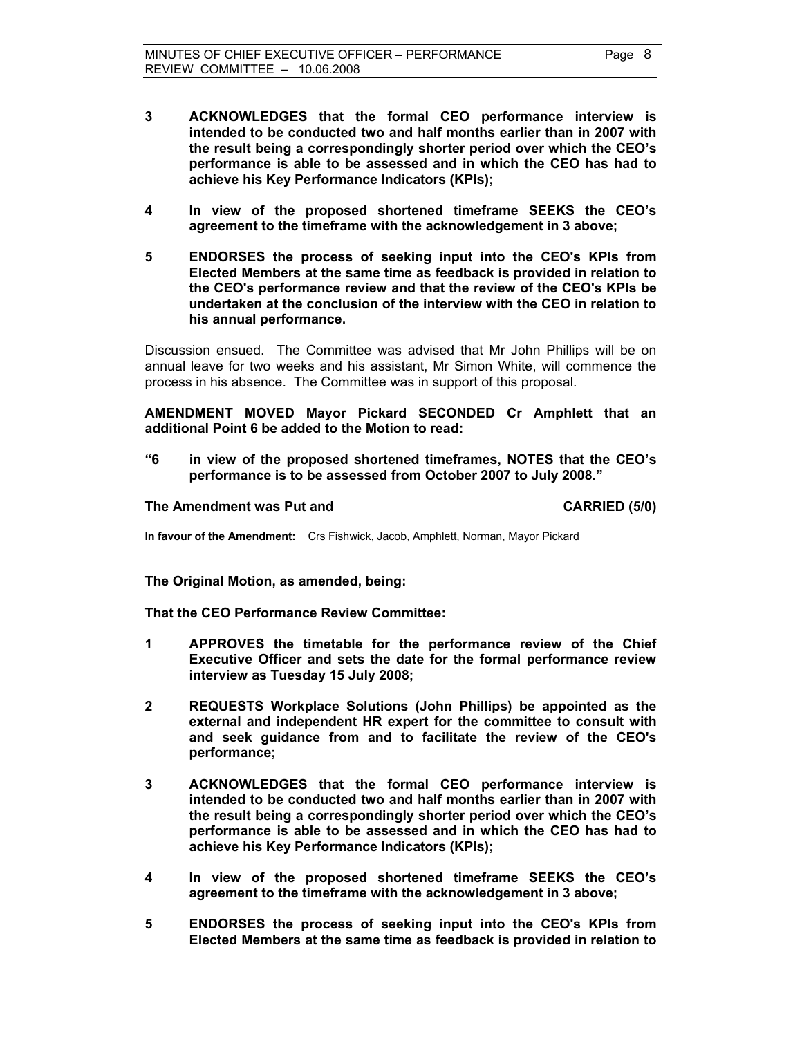**3 ACKNOWLEDGES that the formal CEO performance interview is intended to be conducted two and half months earlier than in 2007 with the result being a correspondingly shorter period over which the CEO's performance is able to be assessed and in which the CEO has had to achieve his Key Performance Indicators (KPIs);**

**4 In view of the proposed shortened timeframe SEEKS the CEO's agreement to the timeframe with the acknowledgement in 3 above;**

**5 ENDORSES the process of seeking input into the CEO's KPIs from Elected Members at the same time as feedback is provided in relation to the CEO's performance review and that the review of the CEO's KPIs be undertaken at the conclusion of the interview with the CEO in relation to his annual performance.**

Discussion ensued. The Committee was advised that Mr John Phillips will be on annual leave for two weeks and his assistant, Mr Simon White, will commence the process in his absence. The Committee was in support of this proposal.

**AMENDMENT MOVED Mayor Pickard SECONDED Cr Amphlett that an additional Point 6 be added to the Motion to read:**

**"6 in view of the proposed shortened timeframes, NOTES that the CEO's performance is to be assessed from October 2007 to July 2008."**

**The Amendment was Put and CARRIED (5/0)**

**In favour of the Amendment:** Crs Fishwick, Jacob, Amphlett, Norman, Mayor Pickard

**The Original Motion, as amended, being:**

**That the CEO Performance Review Committee:**

**1 APPROVES the timetable for the performance review of the Chief Executive Officer and sets the date for the formal performance review interview as Tuesday 15 July 2008;**

**2 REQUESTS Workplace Solutions (John Phillips) be appointed as the external and independent HR expert for the committee to consult with and seek guidance from and to facilitate the review of the CEO's performance;**

**3 ACKNOWLEDGES that the formal CEO performance interview is intended to be conducted two and half months earlier than in 2007 with the result being a correspondingly shorter period over which the CEO's performance is able to be assessed and in which the CEO has had to achieve his Key Performance Indicators (KPIs);**

**4 In view of the proposed shortened timeframe SEEKS the CEO's agreement to the timeframe with the acknowledgement in 3 above;**

**5 ENDORSES the process of seeking input into the CEO's KPIs from Elected Members at the same time as feedback is provided in relation to**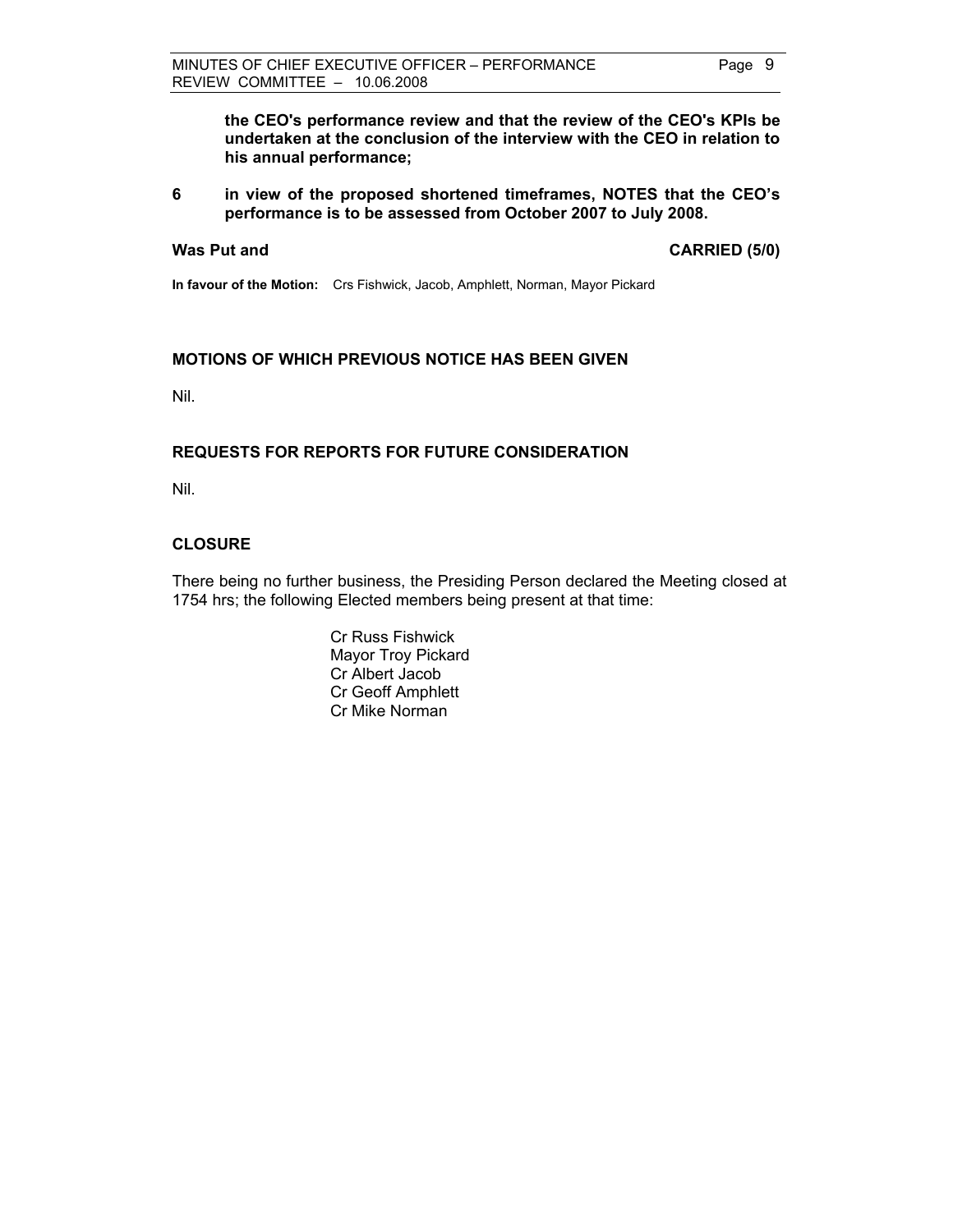**the CEO's performance review and that the review of the CEO's KPIs be undertaken at the conclusion of the interview with the CEO in relation to his annual performance;**

**6 in view of the proposed shortened timeframes, NOTES that the CEO's performance is to be assessed from October 2007 to July 2008.**

**Was Put and CARRIED (5/0)**

**In favour of the Motion:** Crs Fishwick, Jacob, Amphlett, Norman, Mayor Pickard

## MOTIONS OF WHICH PREVIOUS NOTICE HAS BEEN GIVEN

Nil.

## REQUESTS FOR REPORTS FOR FUTURE CONSIDERATION

Nil.

## CLOSURE

There being no further business, the Presiding Person declared the Meeting closed at 1754 hrs; the following Elected members being present at that time:

Cr Russ Fishwick
Mayor Troy Pickard
Cr Albert Jacob
Cr Geoff Amphlett
Cr Mike Norman